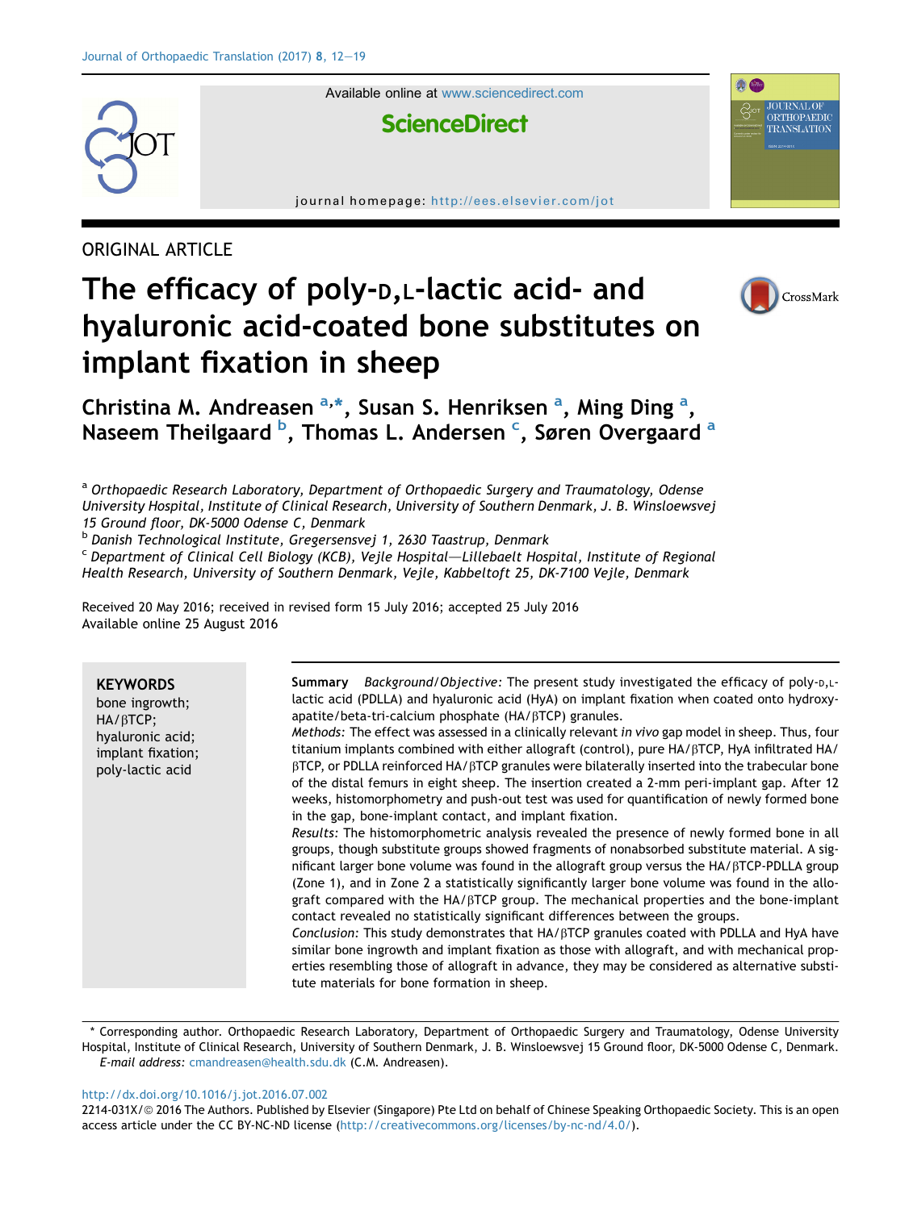ORIGINAL ARTICLE

# The efficacy of poly-D,L-lactic acid- and hyaluronic acid-coated bone substitutes on implant fixation in sheep

**Christina M. Andreasen [a,*], Susan S. Henriksen [a], Ming Ding [a], Naseem Theilgaard [b], Thomas L. Andersen [c], Søren Overgaard [a]**

[a] Orthopaedic Research Laboratory, Department of Orthopaedic Surgery and Traumatology, Odense University Hospital, Institute of Clinical Research, University of Southern Denmark, J. B. Winsloewsvej 15 Ground floor, DK-5000 Odense C, Denmark

[b] Danish Technological Institute, Gregersensvej 1, 2630 Taastrup, Denmark

[c] Department of Clinical Cell Biology (KCB), Vejle Hospital—Lillebaelt Hospital, Institute of Regional Health Research, University of Southern Denmark, Vejle, Kabbeltoft 25, DK-7100 Vejle, Denmark

Received 20 May 2016; received in revised form 15 July 2016; accepted 25 July 2016
Available online 25 August 2016

**KEYWORDS**
bone ingrowth;
HA/βTCP;
hyaluronic acid;
implant fixation;
poly-lactic acid

**Summary** *Background/Objective:* The present study investigated the efficacy of poly-D,L-lactic acid (PDLLA) and hyaluronic acid (HyA) on implant fixation when coated onto hydroxyapatite/beta-tri-calcium phosphate (HA/βTCP) granules.

*Methods:* The effect was assessed in a clinically relevant *in vivo* gap model in sheep. Thus, four titanium implants combined with either allograft (control), pure HA/βTCP, HyA infiltrated HA/βTCP, or PDLLA reinforced HA/βTCP granules were bilaterally inserted into the trabecular bone of the distal femurs in eight sheep. The insertion created a 2-mm peri-implant gap. After 12 weeks, histomorphometry and push-out test was used for quantification of newly formed bone in the gap, bone-implant contact, and implant fixation.

*Results:* The histomorphometric analysis revealed the presence of newly formed bone in all groups, though substitute groups showed fragments of nonabsorbed substitute material. A significant larger bone volume was found in the allograft group versus the HA/βTCP-PDLLA group (Zone 1), and in Zone 2 a statistically significantly larger bone volume was found in the allograft compared with the HA/βTCP group. The mechanical properties and the bone-implant contact revealed no statistically significant differences between the groups.

*Conclusion:* This study demonstrates that HA/βTCP granules coated with PDLLA and HyA have similar bone ingrowth and implant fixation as those with allograft, and with mechanical properties resembling those of allograft in advance, they may be considered as alternative substitute materials for bone formation in sheep.

* Corresponding author. Orthopaedic Research Laboratory, Department of Orthopaedic Surgery and Traumatology, Odense University Hospital, Institute of Clinical Research, University of Southern Denmark, J. B. Winsloewsvej 15 Ground floor, DK-5000 Odense C, Denmark.
*E-mail address:* cmandreasen@health.sdu.dk (C.M. Andreasen).

http://dx.doi.org/10.1016/j.jot.2016.07.002
2214-031X/© 2016 The Authors. Published by Elsevier (Singapore) Pte Ltd on behalf of Chinese Speaking Orthopaedic Society. This is an open access article under the CC BY-NC-ND license (http://creativecommons.org/licenses/by-nc-nd/4.0/).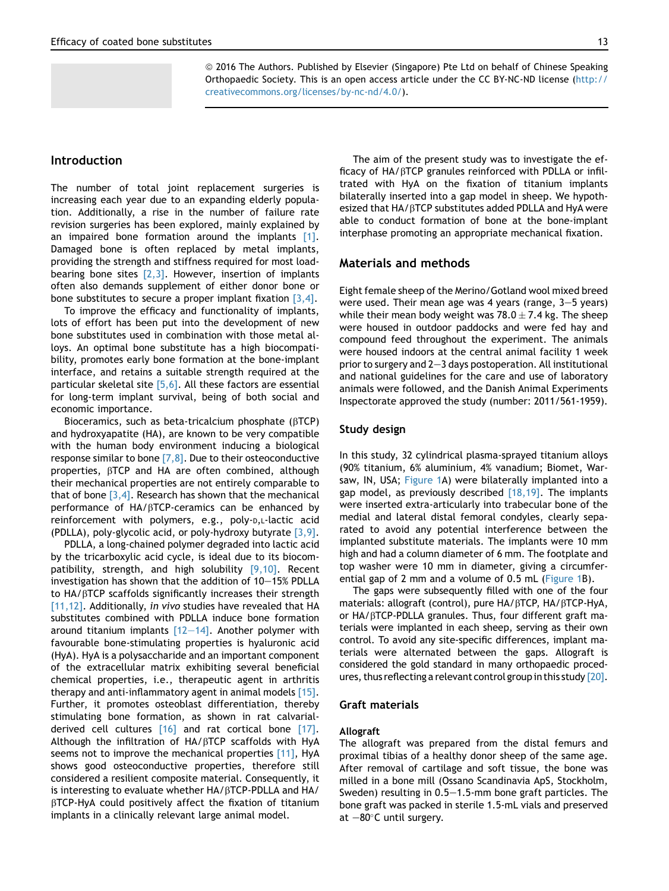© 2016 The Authors. Published by Elsevier (Singapore) Pte Ltd on behalf of Chinese Speaking Orthopaedic Society. This is an open access article under the CC BY-NC-ND license (http://creativecommons.org/licenses/by-nc-nd/4.0/).

## Introduction

The number of total joint replacement surgeries is increasing each year due to an expanding elderly population. Additionally, a rise in the number of failure rate revision surgeries has been explored, mainly explained by an impaired bone formation around the implants [1]. Damaged bone is often replaced by metal implants, providing the strength and stiffness required for most load-bearing bone sites [2,3]. However, insertion of implants often also demands supplement of either donor bone or bone substitutes to secure a proper implant fixation [3,4].

To improve the efficacy and functionality of implants, lots of effort has been put into the development of new bone substitutes used in combination with those metal alloys. An optimal bone substitute has a high biocompatibility, promotes early bone formation at the bone-implant interface, and retains a suitable strength required at the particular skeletal site [5,6]. All these factors are essential for long-term implant survival, being of both social and economic importance.

Bioceramics, such as beta-tricalcium phosphate (βTCP) and hydroxyapatite (HA), are known to be very compatible with the human body environment inducing a biological response similar to bone [7,8]. Due to their osteoconductive properties, βTCP and HA are often combined, although their mechanical properties are not entirely comparable to that of bone [3,4]. Research has shown that the mechanical performance of HA/βTCP-ceramics can be enhanced by reinforcement with polymers, e.g., poly-D,L-lactic acid (PDLLA), poly-glycolic acid, or poly-hydroxy butyrate [3,9].

PDLLA, a long-chained polymer degraded into lactic acid by the tricarboxylic acid cycle, is ideal due to its biocompatibility, strength, and high solubility [9,10]. Recent investigation has shown that the addition of 10–15% PDLLA to HA/βTCP scaffolds significantly increases their strength [11,12]. Additionally, *in vivo* studies have revealed that HA substitutes combined with PDLLA induce bone formation around titanium implants [12–14]. Another polymer with favourable bone-stimulating properties is hyaluronic acid (HyA). HyA is a polysaccharide and an important component of the extracellular matrix exhibiting several beneficial chemical properties, i.e., therapeutic agent in arthritis therapy and anti-inflammatory agent in animal models [15]. Further, it promotes osteoblast differentiation, thereby stimulating bone formation, as shown in rat calvarial-derived cell cultures [16] and rat cortical bone [17]. Although the infiltration of HA/βTCP scaffolds with HyA seems not to improve the mechanical properties [11], HyA shows good osteoconductive properties, therefore still considered a resilient composite material. Consequently, it is interesting to evaluate whether HA/βTCP-PDLLA and HA/βTCP-HyA could positively affect the fixation of titanium implants in a clinically relevant large animal model.

The aim of the present study was to investigate the efficacy of HA/βTCP granules reinforced with PDLLA or infiltrated with HyA on the fixation of titanium implants bilaterally inserted into a gap model in sheep. We hypothesized that HA/βTCP substitutes added PDLLA and HyA were able to conduct formation of bone at the bone-implant interphase promoting an appropriate mechanical fixation.

## Materials and methods

Eight female sheep of the Merino/Gotland wool mixed breed were used. Their mean age was 4 years (range, 3–5 years) while their mean body weight was $78.0 \pm 7.4$ kg. The sheep were housed in outdoor paddocks and were fed hay and compound feed throughout the experiment. The animals were housed indoors at the central animal facility 1 week prior to surgery and 2–3 days postoperation. All institutional and national guidelines for the care and use of laboratory animals were followed, and the Danish Animal Experiments Inspectorate approved the study (number: 2011/561-1959).

### Study design

In this study, 32 cylindrical plasma-sprayed titanium alloys (90% titanium, 6% aluminium, 4% vanadium; Biomet, Warsaw, IN, USA; Figure 1A) were bilaterally implanted into a gap model, as previously described [18,19]. The implants were inserted extra-articularly into trabecular bone of the medial and lateral distal femoral condyles, clearly separated to avoid any potential interference between the implanted substitute materials. The implants were 10 mm high and had a column diameter of 6 mm. The footplate and top washer were 10 mm in diameter, giving a circumferential gap of 2 mm and a volume of 0.5 mL (Figure 1B).

The gaps were subsequently filled with one of the four materials: allograft (control), pure HA/βTCP, HA/βTCP-HyA, or HA/βTCP-PDLLA granules. Thus, four different graft materials were implanted in each sheep, serving as their own control. To avoid any site-specific differences, implant materials were alternated between the gaps. Allograft is considered the gold standard in many orthopaedic procedures, thus reflecting a relevant control group in this study [20].

### Graft materials

#### Allograft

The allograft was prepared from the distal femurs and proximal tibias of a healthy donor sheep of the same age. After removal of cartilage and soft tissue, the bone was milled in a bone mill (Ossano Scandinavia ApS, Stockholm, Sweden) resulting in 0.5–1.5-mm bone graft particles. The bone graft was packed in sterile 1.5-mL vials and preserved at −80°C until surgery.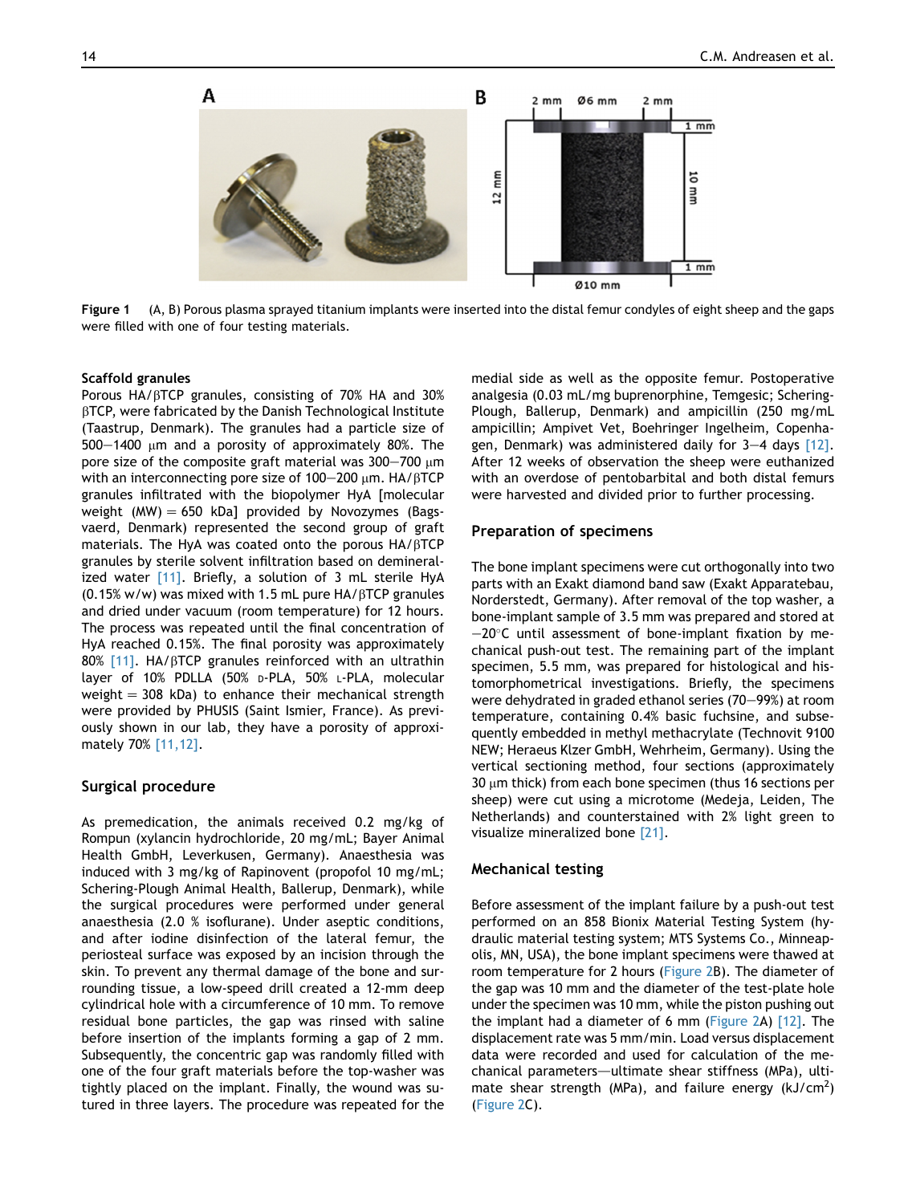Figure 1 (A, B) Porous plasma sprayed titanium implants were inserted into the distal femur condyles of eight sheep and the gaps were filled with one of four testing materials.

#### Scaffold granules

Porous HA/βTCP granules, consisting of 70% HA and 30% βTCP, were fabricated by the Danish Technological Institute (Taastrup, Denmark). The granules had a particle size of 500–1400 μm and a porosity of approximately 80%. The pore size of the composite graft material was 300–700 μm with an interconnecting pore size of 100–200 μm. HA/βTCP granules infiltrated with the biopolymer HyA [molecular weight (MW) = 650 kDa] provided by Novozymes (Bagsvaerd, Denmark) represented the second group of graft materials. The HyA was coated onto the porous HA/βTCP granules by sterile solvent infiltration based on demineralized water [11]. Briefly, a solution of 3 mL sterile HyA (0.15% w/w) was mixed with 1.5 mL pure HA/βTCP granules and dried under vacuum (room temperature) for 12 hours. The process was repeated until the final concentration of HyA reached 0.15%. The final porosity was approximately 80% [11]. HA/βTCP granules reinforced with an ultrathin layer of 10% PDLLA (50% D-PLA, 50% L-PLA, molecular weight = 308 kDa) to enhance their mechanical strength were provided by PHUSIS (Saint Ismier, France). As previously shown in our lab, they have a porosity of approximately 70% [11,12].

### Surgical procedure

As premedication, the animals received 0.2 mg/kg of Rompun (xylancin hydrochloride, 20 mg/mL; Bayer Animal Health GmbH, Leverkusen, Germany). Anaesthesia was induced with 3 mg/kg of Rapinovent (propofol 10 mg/mL; Schering-Plough Animal Health, Ballerup, Denmark), while the surgical procedures were performed under general anaesthesia (2.0 % isoflurane). Under aseptic conditions, and after iodine disinfection of the lateral femur, the periosteal surface was exposed by an incision through the skin. To prevent any thermal damage of the bone and surrounding tissue, a low-speed drill created a 12-mm deep cylindrical hole with a circumference of 10 mm. To remove residual bone particles, the gap was rinsed with saline before insertion of the implants forming a gap of 2 mm. Subsequently, the concentric gap was randomly filled with one of the four graft materials before the top-washer was tightly placed on the implant. Finally, the wound was sutured in three layers. The procedure was repeated for the medial side as well as the opposite femur. Postoperative analgesia (0.03 mL/mg buprenorphine, Temgesic; Schering-Plough, Ballerup, Denmark) and ampicillin (250 mg/mL ampicillin; Ampivet Vet, Boehringer Ingelheim, Copenhagen, Denmark) was administered daily for 3–4 days [12]. After 12 weeks of observation the sheep were euthanized with an overdose of pentobarbital and both distal femurs were harvested and divided prior to further processing.

### Preparation of specimens

The bone implant specimens were cut orthogonally into two parts with an Exakt diamond band saw (Exakt Apparatebau, Norderstedt, Germany). After removal of the top washer, a bone-implant sample of 3.5 mm was prepared and stored at −20°C until assessment of bone-implant fixation by mechanical push-out test. The remaining part of the implant specimen, 5.5 mm, was prepared for histological and histomorphometrical investigations. Briefly, the specimens were dehydrated in graded ethanol series (70–99%) at room temperature, containing 0.4% basic fuchsine, and subsequently embedded in methyl methacrylate (Technovit 9100 NEW; Heraeus Klzer GmbH, Wehrheim, Germany). Using the vertical sectioning method, four sections (approximately 30 μm thick) from each bone specimen (thus 16 sections per sheep) were cut using a microtome (Medeja, Leiden, The Netherlands) and counterstained with 2% light green to visualize mineralized bone [21].

### Mechanical testing

Before assessment of the implant failure by a push-out test performed on an 858 Bionix Material Testing System (hydraulic material testing system; MTS Systems Co., Minneapolis, MN, USA), the bone implant specimens were thawed at room temperature for 2 hours (Figure 2B). The diameter of the gap was 10 mm and the diameter of the test-plate hole under the specimen was 10 mm, while the piston pushing out the implant had a diameter of 6 mm (Figure 2A) [12]. The displacement rate was 5 mm/min. Load versus displacement data were recorded and used for calculation of the mechanical parameters—ultimate shear stiffness (MPa), ultimate shear strength (MPa), and failure energy (kJ/cm$^2$) (Figure 2C).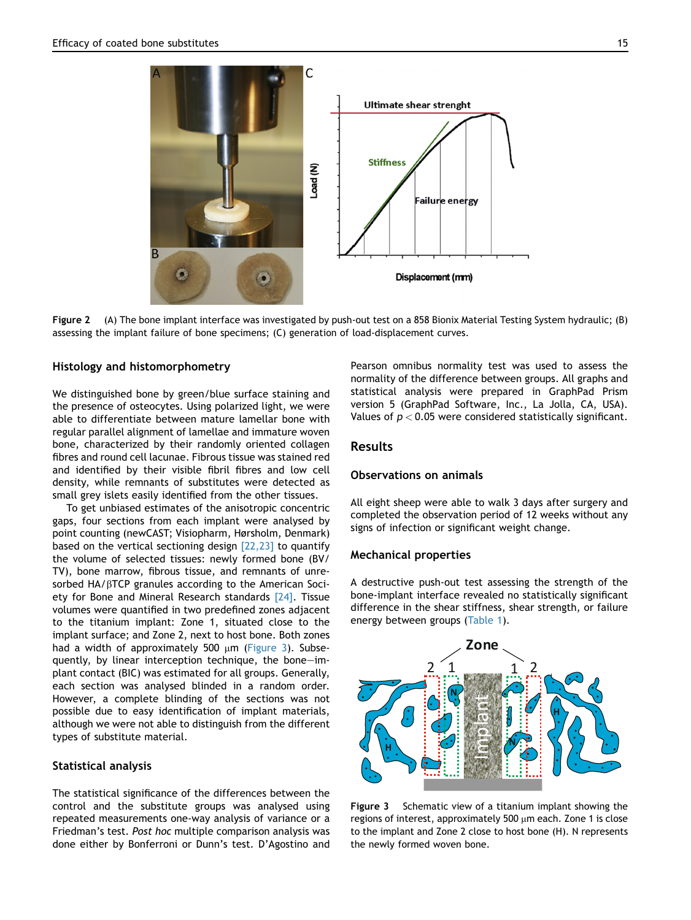Figure 2 (A) The bone implant interface was investigated by push-out test on a 858 Bionix Material Testing System hydraulic; (B) assessing the implant failure of bone specimens; (C) generation of load-displacement curves.

### Histology and histomorphometry

We distinguished bone by green/blue surface staining and the presence of osteocytes. Using polarized light, we were able to differentiate between mature lamellar bone with regular parallel alignment of lamellae and immature woven bone, characterized by their randomly oriented collagen fibres and round cell lacunae. Fibrous tissue was stained red and identified by their visible fibril fibres and low cell density, while remnants of substitutes were detected as small grey islets easily identified from the other tissues.

To get unbiased estimates of the anisotropic concentric gaps, four sections from each implant were analysed by point counting (newCAST; Visiopharm, Hørsholm, Denmark) based on the vertical sectioning design [22,23] to quantify the volume of selected tissues: newly formed bone (BV/TV), bone marrow, fibrous tissue, and remnants of unresorbed HA/βTCP granules according to the American Society for Bone and Mineral Research standards [24]. Tissue volumes were quantified in two predefined zones adjacent to the titanium implant: Zone 1, situated close to the implant surface; and Zone 2, next to host bone. Both zones had a width of approximately 500 μm (Figure 3). Subsequently, by linear interception technique, the bone–implant contact (BIC) was estimated for all groups. Generally, each section was analysed blinded in a random order. However, a complete blinding of the sections was not possible due to easy identification of implant materials, although we were not able to distinguish from the different types of substitute material.

### Statistical analysis

The statistical significance of the differences between the control and the substitute groups was analysed using repeated measurements one-way analysis of variance or a Friedman's test. *Post hoc* multiple comparison analysis was done either by Bonferroni or Dunn's test. D'Agostino and Pearson omnibus normality test was used to assess the normality of the difference between groups. All graphs and statistical analysis were prepared in GraphPad Prism version 5 (GraphPad Software, Inc., La Jolla, CA, USA). Values of $p < 0.05$ were considered statistically significant.

## Results

### Observations on animals

All eight sheep were able to walk 3 days after surgery and completed the observation period of 12 weeks without any signs of infection or significant weight change.

### Mechanical properties

A destructive push-out test assessing the strength of the bone-implant interface revealed no statistically significant difference in the shear stiffness, shear strength, or failure energy between groups (Table 1).

Figure 3 Schematic view of a titanium implant showing the regions of interest, approximately 500 μm each. Zone 1 is close to the implant and Zone 2 close to host bone (H). N represents the newly formed woven bone.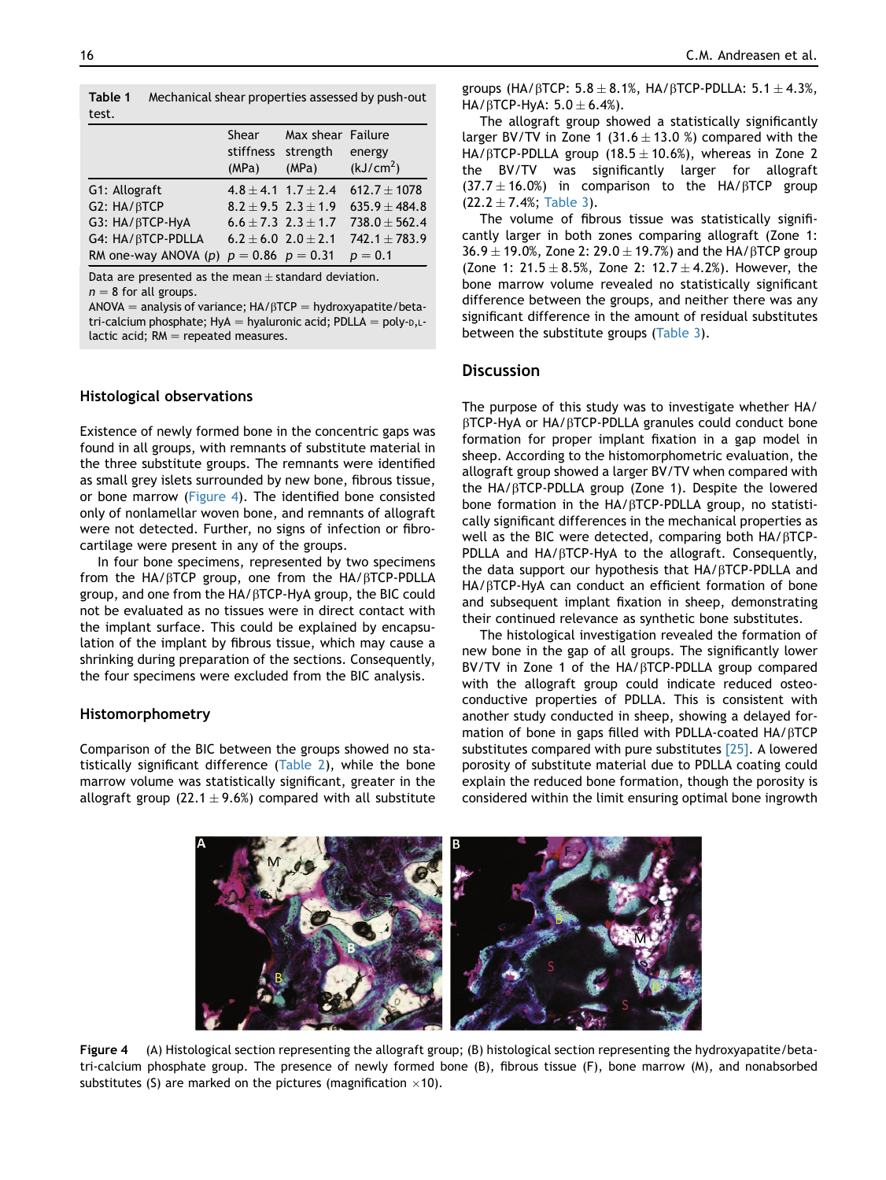**Table 1** Mechanical shear properties assessed by push-out test.

| | Shear stiffness (MPa) | Max shear strength (MPa) | Failure energy (kJ/cm$^2$) |
|---|---|---|---|
| G1: Allograft | $4.8 \pm 4.1$ | $1.7 \pm 2.4$ | $612.7 \pm 1078$ |
| G2: HA/βTCP | $8.2 \pm 9.5$ | $2.3 \pm 1.9$ | $635.9 \pm 484.8$ |
| G3: HA/βTCP-HyA | $6.6 \pm 7.3$ | $2.3 \pm 1.7$ | $738.0 \pm 562.4$ |
| G4: HA/βTCP-PDLLA | $6.2 \pm 6.0$ | $2.0 \pm 2.1$ | $742.1 \pm 783.9$ |
| RM one-way ANOVA (p) | $p = 0.86$ | $p = 0.31$ | $p = 0.1$ |

Data are presented as the mean ± standard deviation.
$n = 8$ for all groups.
ANOVA = analysis of variance; HA/βTCP = hydroxyapatite/beta-tri-calcium phosphate; HyA = hyaluronic acid; PDLLA = poly-D,L-lactic acid; RM = repeated measures.

### Histological observations

Existence of newly formed bone in the concentric gaps was found in all groups, with remnants of substitute material in the three substitute groups. The remnants were identified as small grey islets surrounded by new bone, fibrous tissue, or bone marrow (Figure 4). The identified bone consisted only of nonlamellar woven bone, and remnants of allograft were not detected. Further, no signs of infection or fibro-cartilage were present in any of the groups.

In four bone specimens, represented by two specimens from the HA/βTCP group, one from the HA/βTCP-PDLLA group, and one from the HA/βTCP-HyA group, the BIC could not be evaluated as no tissues were in direct contact with the implant surface. This could be explained by encapsulation of the implant by fibrous tissue, which may cause a shrinking during preparation of the sections. Consequently, the four specimens were excluded from the BIC analysis.

### Histomorphometry

Comparison of the BIC between the groups showed no statistically significant difference (Table 2), while the bone marrow volume was statistically significant, greater in the allograft group ($22.1 \pm 9.6\%$) compared with all substitute groups (HA/βTCP: $5.8 \pm 8.1\%$, HA/βTCP-PDLLA: $5.1 \pm 4.3\%$, HA/βTCP-HyA: $5.0 \pm 6.4\%$).

The allograft group showed a statistically significantly larger BV/TV in Zone 1 ($31.6 \pm 13.0$ %) compared with the HA/βTCP-PDLLA group ($18.5 \pm 10.6\%$), whereas in Zone 2 the BV/TV was significantly larger for allograft ($37.7 \pm 16.0\%$) in comparison to the HA/βTCP group ($22.2 \pm 7.4\%$; Table 3).

The volume of fibrous tissue was statistically significantly larger in both zones comparing allograft (Zone 1: $36.9 \pm 19.0\%$, Zone 2: $29.0 \pm 19.7\%$) and the HA/βTCP group (Zone 1: $21.5 \pm 8.5\%$, Zone 2: $12.7 \pm 4.2\%$). However, the bone marrow volume revealed no statistically significant difference between the groups, and neither there was any significant difference in the amount of residual substitutes between the substitute groups (Table 3).

## Discussion

The purpose of this study was to investigate whether HA/βTCP-HyA or HA/βTCP-PDLLA granules could conduct bone formation for proper implant fixation in a gap model in sheep. According to the histomorphometric evaluation, the allograft group showed a larger BV/TV when compared with the HA/βTCP-PDLLA group (Zone 1). Despite the lowered bone formation in the HA/βTCP-PDLLA group, no statistically significant differences in the mechanical properties as well as the BIC were detected, comparing both HA/βTCP-PDLLA and HA/βTCP-HyA to the allograft. Consequently, the data support our hypothesis that HA/βTCP-PDLLA and HA/βTCP-HyA can conduct an efficient formation of bone and subsequent implant fixation in sheep, demonstrating their continued relevance as synthetic bone substitutes.

The histological investigation revealed the formation of new bone in the gap of all groups. The significantly lower BV/TV in Zone 1 of the HA/βTCP-PDLLA group compared with the allograft group could indicate reduced osteoconductive properties of PDLLA. This is consistent with another study conducted in sheep, showing a delayed formation of bone in gaps filled with PDLLA-coated HA/βTCP substitutes compared with pure substitutes [25]. A lowered porosity of substitute material due to PDLLA coating could explain the reduced bone formation, though the porosity is considered within the limit ensuring optimal bone ingrowth

**Figure 4** (A) Histological section representing the allograft group; (B) histological section representing the hydroxyapatite/beta-tri-calcium phosphate group. The presence of newly formed bone (B), fibrous tissue (F), bone marrow (M), and nonabsorbed substitutes (S) are marked on the pictures (magnification ×10).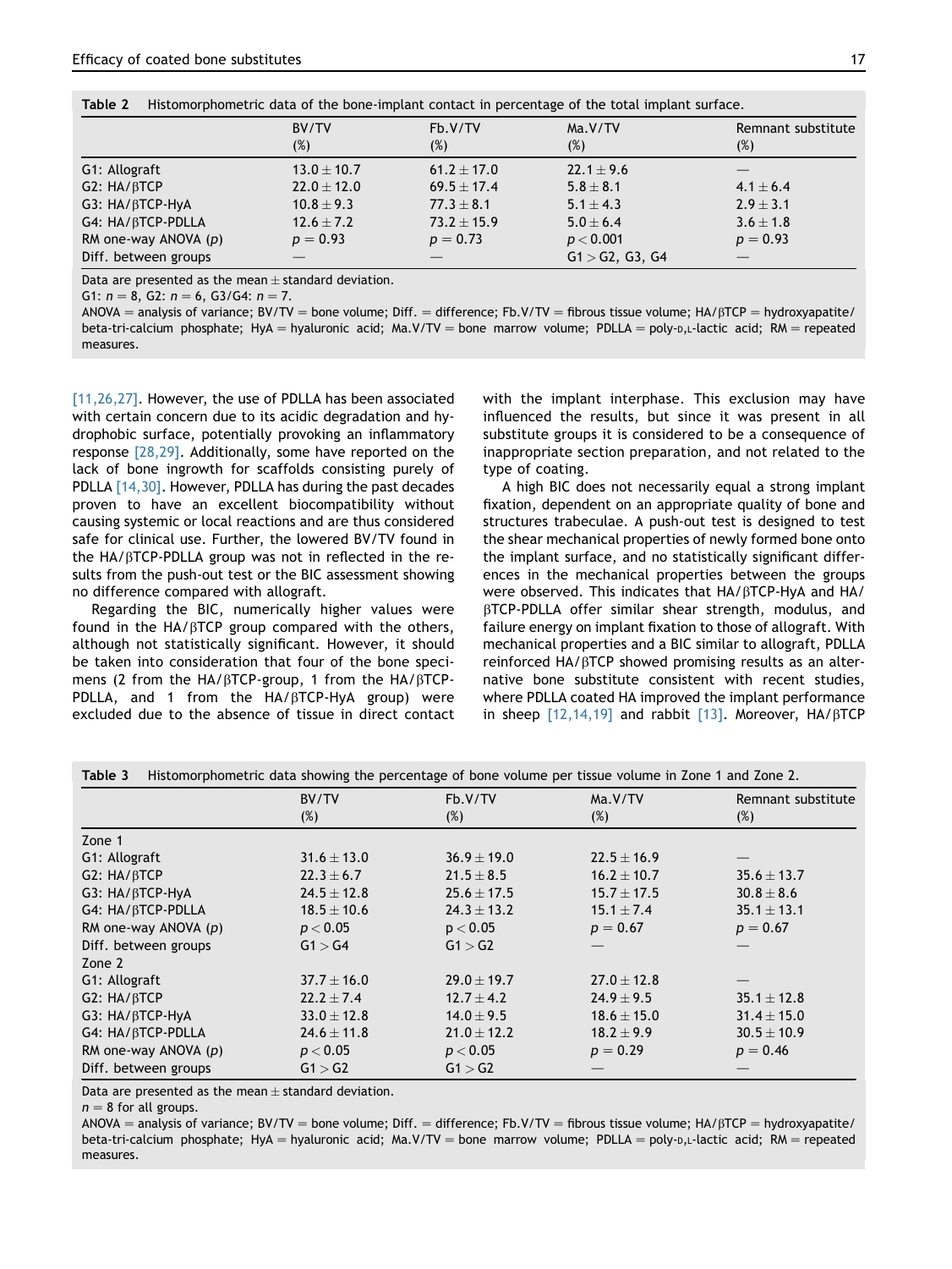**Table 2** Histomorphometric data of the bone-implant contact in percentage of the total implant surface.

| | BV/TV (%) | Fb.V/TV (%) | Ma.V/TV (%) | Remnant substitute (%) |
|---|---|---|---|---|
| G1: Allograft | 13.0 ± 10.7 | 61.2 ± 17.0 | 22.1 ± 9.6 | — |
| G2: HA/βTCP | 22.0 ± 12.0 | 69.5 ± 17.4 | 5.8 ± 8.1 | 4.1 ± 6.4 |
| G3: HA/βTCP-HyA | 10.8 ± 9.3 | 77.3 ± 8.1 | 5.1 ± 4.3 | 2.9 ± 3.1 |
| G4: HA/βTCP-PDLLA | 12.6 ± 7.2 | 73.2 ± 15.9 | 5.0 ± 6.4 | 3.6 ± 1.8 |
| RM one-way ANOVA ($p$) | $p = 0.93$ | $p = 0.73$ | $p < 0.001$ | $p = 0.93$ |
| Diff. between groups | — | — | G1 > G2, G3, G4 | — |

Data are presented as the mean ± standard deviation.
G1: $n = 8$, G2: $n = 6$, G3/G4: $n = 7$.
ANOVA = analysis of variance; BV/TV = bone volume; Diff. = difference; Fb.V/TV = fibrous tissue volume; HA/βTCP = hydroxyapatite/beta-tri-calcium phosphate; HyA = hyaluronic acid; Ma.V/TV = bone marrow volume; PDLLA = poly-D,L-lactic acid; RM = repeated measures.

[11,26,27]. However, the use of PDLLA has been associated with certain concern due to its acidic degradation and hydrophobic surface, potentially provoking an inflammatory response [28,29]. Additionally, some have reported on the lack of bone ingrowth for scaffolds consisting purely of PDLLA [14,30]. However, PDLLA has during the past decades proven to have an excellent biocompatibility without causing systemic or local reactions and are thus considered safe for clinical use. Further, the lowered BV/TV found in the HA/βTCP-PDLLA group was not in reflected in the results from the push-out test or the BIC assessment showing no difference compared with allograft.

Regarding the BIC, numerically higher values were found in the HA/βTCP group compared with the others, although not statistically significant. However, it should be taken into consideration that four of the bone specimens (2 from the HA/βTCP-group, 1 from the HA/βTCP-PDLLA, and 1 from the HA/βTCP-HyA group) were excluded due to the absence of tissue in direct contact with the implant interphase. This exclusion may have influenced the results, but since it was present in all substitute groups it is considered to be a consequence of inappropriate section preparation, and not related to the type of coating.

A high BIC does not necessarily equal a strong implant fixation, dependent on an appropriate quality of bone and structures trabeculae. A push-out test is designed to test the shear mechanical properties of newly formed bone onto the implant surface, and no statistically significant differences in the mechanical properties between the groups were observed. This indicates that HA/βTCP-HyA and HA/βTCP-PDLLA offer similar shear strength, modulus, and failure energy on implant fixation to those of allograft. With mechanical properties and a BIC similar to allograft, PDLLA reinforced HA/βTCP showed promising results as an alternative bone substitute consistent with recent studies, where PDLLA coated HA improved the implant performance in sheep [12,14,19] and rabbit [13]. Moreover, HA/βTCP

**Table 3** Histomorphometric data showing the percentage of bone volume per tissue volume in Zone 1 and Zone 2.

| | BV/TV (%) | Fb.V/TV (%) | Ma.V/TV (%) | Remnant substitute (%) |
|---|---|---|---|---|
| Zone 1 | | | | |
| G1: Allograft | 31.6 ± 13.0 | 36.9 ± 19.0 | 22.5 ± 16.9 | — |
| G2: HA/βTCP | 22.3 ± 6.7 | 21.5 ± 8.5 | 16.2 ± 10.7 | 35.6 ± 13.7 |
| G3: HA/βTCP-HyA | 24.5 ± 12.8 | 25.6 ± 17.5 | 15.7 ± 17.5 | 30.8 ± 8.6 |
| G4: HA/βTCP-PDLLA | 18.5 ± 10.6 | 24.3 ± 13.2 | 15.1 ± 7.4 | 35.1 ± 13.1 |
| RM one-way ANOVA ($p$) | $p < 0.05$ | $p < 0.05$ | $p = 0.67$ | $p = 0.67$ |
| Diff. between groups | G1 > G4 | G1 > G2 | — | — |
| Zone 2 | | | | |
| G1: Allograft | 37.7 ± 16.0 | 29.0 ± 19.7 | 27.0 ± 12.8 | — |
| G2: HA/βTCP | 22.2 ± 7.4 | 12.7 ± 4.2 | 24.9 ± 9.5 | 35.1 ± 12.8 |
| G3: HA/βTCP-HyA | 33.0 ± 12.8 | 14.0 ± 9.5 | 18.6 ± 15.0 | 31.4 ± 15.0 |
| G4: HA/βTCP-PDLLA | 24.6 ± 11.8 | 21.0 ± 12.2 | 18.2 ± 9.9 | 30.5 ± 10.9 |
| RM one-way ANOVA ($p$) | $p < 0.05$ | $p < 0.05$ | $p = 0.29$ | $p = 0.46$ |
| Diff. between groups | G1 > G2 | G1 > G2 | — | — |

Data are presented as the mean ± standard deviation.
$n = 8$ for all groups.
ANOVA = analysis of variance; BV/TV = bone volume; Diff. = difference; Fb.V/TV = fibrous tissue volume; HA/βTCP = hydroxyapatite/beta-tri-calcium phosphate; HyA = hyaluronic acid; Ma.V/TV = bone marrow volume; PDLLA = poly-D,L-lactic acid; RM = repeated measures.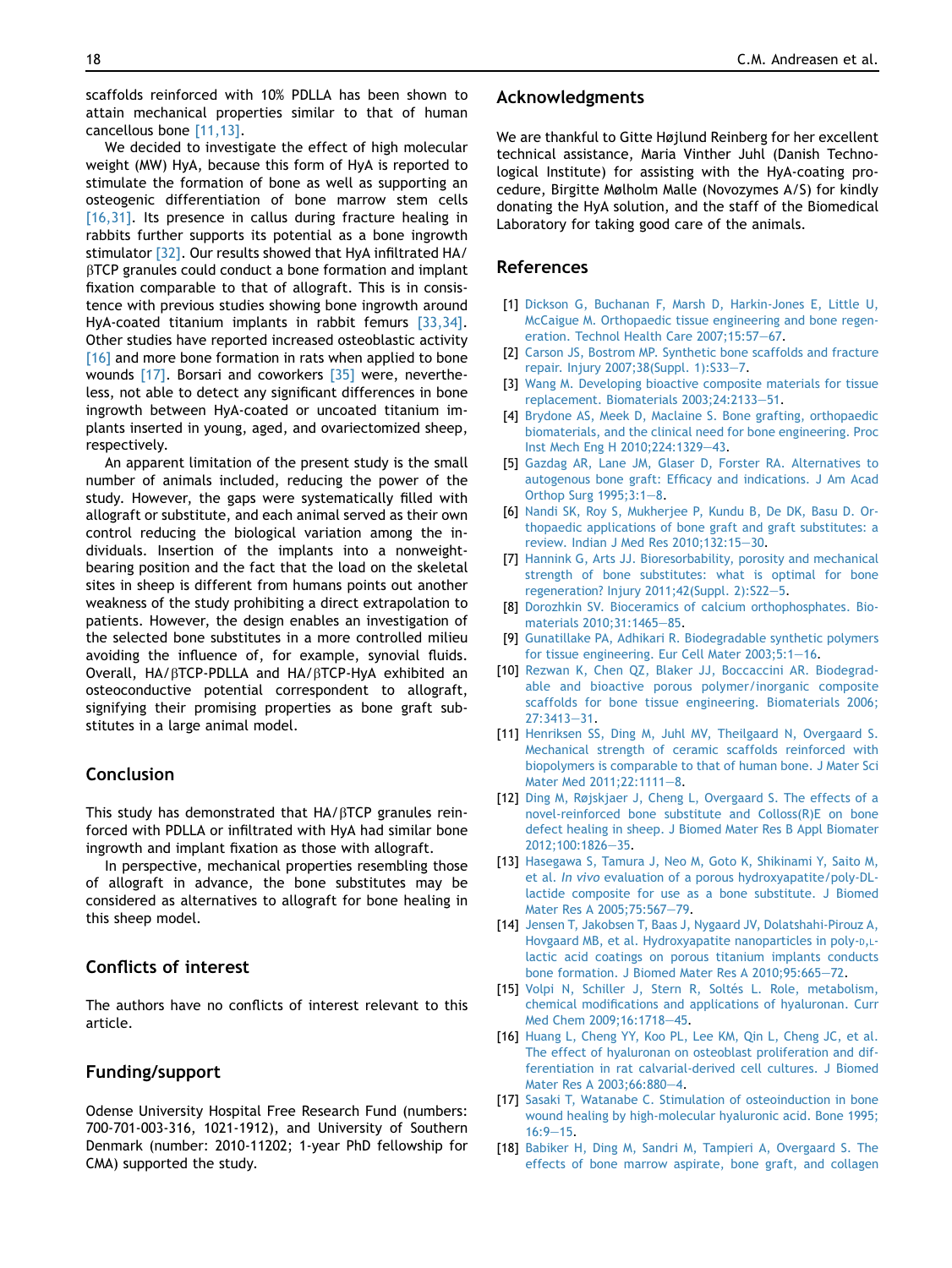scaffolds reinforced with 10% PDLLA has been shown to attain mechanical properties similar to that of human cancellous bone [11,13].

We decided to investigate the effect of high molecular weight (MW) HyA, because this form of HyA is reported to stimulate the formation of bone as well as supporting an osteogenic differentiation of bone marrow stem cells [16,31]. Its presence in callus during fracture healing in rabbits further supports its potential as a bone ingrowth stimulator [32]. Our results showed that HyA infiltrated HA/βTCP granules could conduct a bone formation and implant fixation comparable to that of allograft. This is in consistence with previous studies showing bone ingrowth around HyA-coated titanium implants in rabbit femurs [33,34]. Other studies have reported increased osteoblastic activity [16] and more bone formation in rats when applied to bone wounds [17]. Borsari and coworkers [35] were, nevertheless, not able to detect any significant differences in bone ingrowth between HyA-coated or uncoated titanium implants inserted in young, aged, and ovariectomized sheep, respectively.

An apparent limitation of the present study is the small number of animals included, reducing the power of the study. However, the gaps were systematically filled with allograft or substitute, and each animal served as their own control reducing the biological variation among the individuals. Insertion of the implants into a nonweight-bearing position and the fact that the load on the skeletal sites in sheep is different from humans points out another weakness of the study prohibiting a direct extrapolation to patients. However, the design enables an investigation of the selected bone substitutes in a more controlled milieu avoiding the influence of, for example, synovial fluids. Overall, HA/βTCP-PDLLA and HA/βTCP-HyA exhibited an osteoconductive potential correspondent to allograft, signifying their promising properties as bone graft substitutes in a large animal model.

## Conclusion

This study has demonstrated that HA/βTCP granules reinforced with PDLLA or infiltrated with HyA had similar bone ingrowth and implant fixation as those with allograft.

In perspective, mechanical properties resembling those of allograft in advance, the bone substitutes may be considered as alternatives to allograft for bone healing in this sheep model.

## Conflicts of interest

The authors have no conflicts of interest relevant to this article.

## Funding/support

Odense University Hospital Free Research Fund (numbers: 700-701-003-316, 1021-1912), and University of Southern Denmark (number: 2010-11202; 1-year PhD fellowship for CMA) supported the study.

## Acknowledgments

We are thankful to Gitte Højlund Reinberg for her excellent technical assistance, Maria Vinther Juhl (Danish Technological Institute) for assisting with the HyA-coating procedure, Birgitte Mølholm Malle (Novozymes A/S) for kindly donating the HyA solution, and the staff of the Biomedical Laboratory for taking good care of the animals.

## References

[1] Dickson G, Buchanan F, Marsh D, Harkin-Jones E, Little U, McCaigue M. Orthopaedic tissue engineering and bone regeneration. Technol Health Care 2007;15:57—67.

[2] Carson JS, Bostrom MP. Synthetic bone scaffolds and fracture repair. Injury 2007;38(Suppl. 1):S33—7.

[3] Wang M. Developing bioactive composite materials for tissue replacement. Biomaterials 2003;24:2133—51.

[4] Brydone AS, Meek D, Maclaine S. Bone grafting, orthopaedic biomaterials, and the clinical need for bone engineering. Proc Inst Mech Eng H 2010;224:1329—43.

[5] Gazdag AR, Lane JM, Glaser D, Forster RA. Alternatives to autogenous bone graft: Efficacy and indications. J Am Acad Orthop Surg 1995;3:1—8.

[6] Nandi SK, Roy S, Mukherjee P, Kundu B, De DK, Basu D. Orthopaedic applications of bone graft and graft substitutes: a review. Indian J Med Res 2010;132:15—30.

[7] Hannink G, Arts JJ. Bioresorbability, porosity and mechanical strength of bone substitutes: what is optimal for bone regeneration? Injury 2011;42(Suppl. 2):S22—5.

[8] Dorozhkin SV. Bioceramics of calcium orthophosphates. Biomaterials 2010;31:1465—85.

[9] Gunatillake PA, Adhikari R. Biodegradable synthetic polymers for tissue engineering. Eur Cell Mater 2003;5:1—16.

[10] Rezwan K, Chen QZ, Blaker JJ, Boccaccini AR. Biodegradable and bioactive porous polymer/inorganic composite scaffolds for bone tissue engineering. Biomaterials 2006; 27:3413—31.

[11] Henriksen SS, Ding M, Juhl MV, Theilgaard N, Overgaard S. Mechanical strength of ceramic scaffolds reinforced with biopolymers is comparable to that of human bone. J Mater Sci Mater Med 2011;22:1111—8.

[12] Ding M, Røjskjaer J, Cheng L, Overgaard S. The effects of a novel-reinforced bone substitute and Colloss(R)E on bone defect healing in sheep. J Biomed Mater Res B Appl Biomater 2012;100:1826—35.

[13] Hasegawa S, Tamura J, Neo M, Goto K, Shikinami Y, Saito M, et al. *In vivo* evaluation of a porous hydroxyapatite/poly-DL-lactide composite for use as a bone substitute. J Biomed Mater Res A 2005;75:567—79.

[14] Jensen T, Jakobsen T, Baas J, Nygaard JV, Dolatshahi-Pirouz A, Hovgaard MB, et al. Hydroxyapatite nanoparticles in poly-D,L-lactic acid coatings on porous titanium implants conducts bone formation. J Biomed Mater Res A 2010;95:665—72.

[15] Volpi N, Schiller J, Stern R, Soltés L. Role, metabolism, chemical modifications and applications of hyaluronan. Curr Med Chem 2009;16:1718—45.

[16] Huang L, Cheng YY, Koo PL, Lee KM, Qin L, Cheng JC, et al. The effect of hyaluronan on osteoblast proliferation and differentiation in rat calvarial-derived cell cultures. J Biomed Mater Res A 2003;66:880—4.

[17] Sasaki T, Watanabe C. Stimulation of osteoinduction in bone wound healing by high-molecular hyaluronic acid. Bone 1995; 16:9—15.

[18] Babiker H, Ding M, Sandri M, Tampieri A, Overgaard S. The effects of bone marrow aspirate, bone graft, and collagen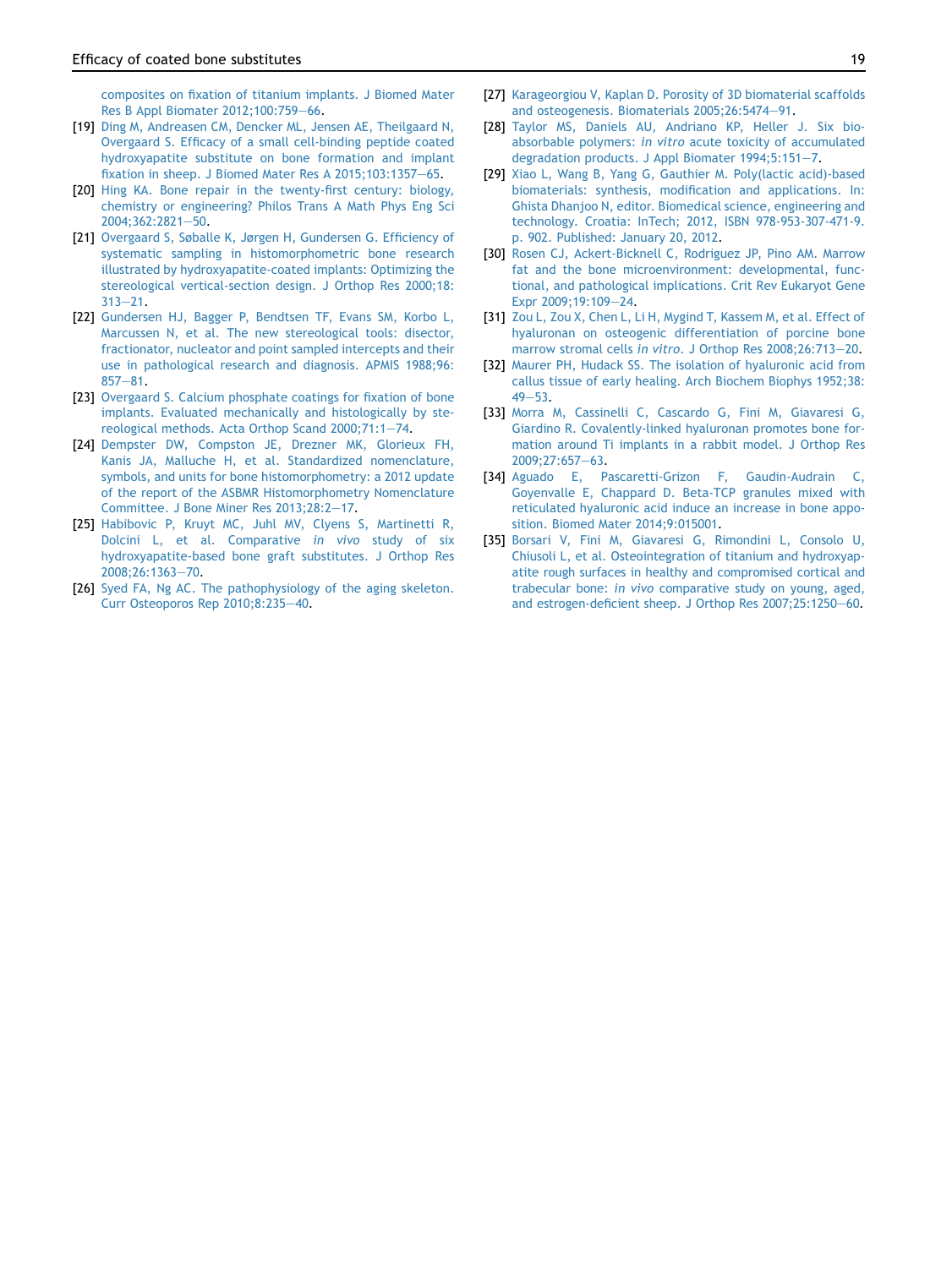composites on fixation of titanium implants. J Biomed Mater Res B Appl Biomater 2012;100:759—66.

[19] Ding M, Andreasen CM, Dencker ML, Jensen AE, Theilgaard N, Overgaard S. Efficacy of a small cell-binding peptide coated hydroxyapatite substitute on bone formation and implant fixation in sheep. J Biomed Mater Res A 2015;103:1357—65.

[20] Hing KA. Bone repair in the twenty-first century: biology, chemistry or engineering? Philos Trans A Math Phys Eng Sci 2004;362:2821—50.

[21] Overgaard S, Søballe K, Jørgen H, Gundersen G. Efficiency of systematic sampling in histomorphometric bone research illustrated by hydroxyapatite-coated implants: Optimizing the stereological vertical-section design. J Orthop Res 2000;18: 313—21.

[22] Gundersen HJ, Bagger P, Bendtsen TF, Evans SM, Korbo L, Marcussen N, et al. The new stereological tools: disector, fractionator, nucleator and point sampled intercepts and their use in pathological research and diagnosis. APMIS 1988;96: 857—81.

[23] Overgaard S. Calcium phosphate coatings for fixation of bone implants. Evaluated mechanically and histologically by stereological methods. Acta Orthop Scand 2000;71:1—74.

[24] Dempster DW, Compston JE, Drezner MK, Glorieux FH, Kanis JA, Malluche H, et al. Standardized nomenclature, symbols, and units for bone histomorphometry: a 2012 update of the report of the ASBMR Histomorphometry Nomenclature Committee. J Bone Miner Res 2013;28:2—17.

[25] Habibovic P, Kruyt MC, Juhl MV, Clyens S, Martinetti R, Dolcini L, et al. Comparative *in vivo* study of six hydroxyapatite-based bone graft substitutes. J Orthop Res 2008;26:1363—70.

[26] Syed FA, Ng AC. The pathophysiology of the aging skeleton. Curr Osteoporos Rep 2010;8:235—40.

[27] Karageorgiou V, Kaplan D. Porosity of 3D biomaterial scaffolds and osteogenesis. Biomaterials 2005;26:5474—91.

[28] Taylor MS, Daniels AU, Andriano KP, Heller J. Six bioabsorbable polymers: *in vitro* acute toxicity of accumulated degradation products. J Appl Biomater 1994;5:151—7.

[29] Xiao L, Wang B, Yang G, Gauthier M. Poly(lactic acid)-based biomaterials: synthesis, modification and applications. In: Ghista Dhanjoo N, editor. Biomedical science, engineering and technology. Croatia: InTech; 2012, ISBN 978-953-307-471-9. p. 902. Published: January 20, 2012.

[30] Rosen CJ, Ackert-Bicknell C, Rodriguez JP, Pino AM. Marrow fat and the bone microenvironment: developmental, functional, and pathological implications. Crit Rev Eukaryot Gene Expr 2009;19:109—24.

[31] Zou L, Zou X, Chen L, Li H, Mygind T, Kassem M, et al. Effect of hyaluronan on osteogenic differentiation of porcine bone marrow stromal cells *in vitro*. J Orthop Res 2008;26:713—20.

[32] Maurer PH, Hudack SS. The isolation of hyaluronic acid from callus tissue of early healing. Arch Biochem Biophys 1952;38: 49—53.

[33] Morra M, Cassinelli C, Cascardo G, Fini M, Giavaresi G, Giardino R. Covalently-linked hyaluronan promotes bone formation around Ti implants in a rabbit model. J Orthop Res 2009;27:657—63.

[34] Aguado E, Pascaretti-Grizon F, Gaudin-Audrain C, Goyenvalle E, Chappard D. Beta-TCP granules mixed with reticulated hyaluronic acid induce an increase in bone apposition. Biomed Mater 2014;9:015001.

[35] Borsari V, Fini M, Giavaresi G, Rimondini L, Consolo U, Chiusoli L, et al. Osteointegration of titanium and hydroxyapatite rough surfaces in healthy and compromised cortical and trabecular bone: *in vivo* comparative study on young, aged, and estrogen-deficient sheep. J Orthop Res 2007;25:1250—60.